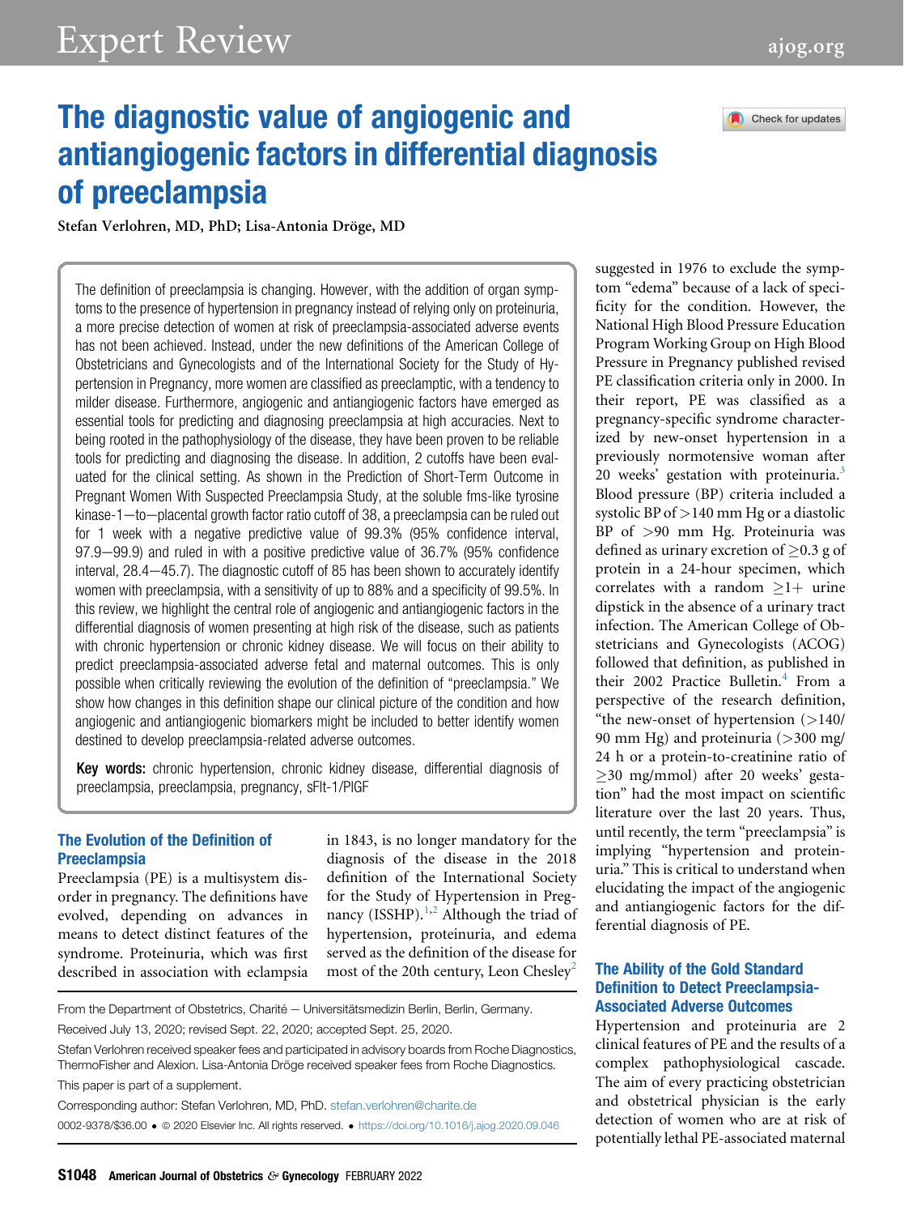# The diagnostic value of angiogenic and antiangiogenic factors in differential diagnosis of preeclampsia

Stefan Verlohren, MD, PhD; Lisa-Antonia Dröge, MD

The definition of preeclampsia is changing. However, with the addition of organ symptoms to the presence of hypertension in pregnancy instead of relying only on proteinuria, a more precise detection of women at risk of preeclampsia-associated adverse events has not been achieved. Instead, under the new definitions of the American College of Obstetricians and Gynecologists and of the International Society for the Study of Hypertension in Pregnancy, more women are classified as preeclamptic, with a tendency to milder disease. Furthermore, angiogenic and antiangiogenic factors have emerged as essential tools for predicting and diagnosing preeclampsia at high accuracies. Next to being rooted in the pathophysiology of the disease, they have been proven to be reliable tools for predicting and diagnosing the disease. In addition, 2 cutoffs have been evaluated for the clinical setting. As shown in the Prediction of Short-Term Outcome in Pregnant Women With Suspected Preeclampsia Study, at the soluble fms-like tyrosine kinase-1—to—placental growth factor ratio cutoff of 38, a preeclampsia can be ruled out for 1 week with a negative predictive value of 99.3% (95% confidence interval, 97.9—99.9) and ruled in with a positive predictive value of 36.7% (95% confidence interval, 28.4—45.7). The diagnostic cutoff of 85 has been shown to accurately identify women with preeclampsia, with a sensitivity of up to 88% and a specificity of 99.5%. In this review, we highlight the central role of angiogenic and antiangiogenic factors in the differential diagnosis of women presenting at high risk of the disease, such as patients with chronic hypertension or chronic kidney disease. We will focus on their ability to predict preeclampsia-associated adverse fetal and maternal outcomes. This is only possible when critically reviewing the evolution of the definition of "preeclampsia." We show how changes in this definition shape our clinical picture of the condition and how angiogenic and antiangiogenic biomarkers might be included to better identify women destined to develop preeclampsia-related adverse outcomes.

**Key words:** chronic hypertension, chronic kidney disease, differential diagnosis of preeclampsia, preeclampsia, pregnancy, sFlt-1/PlGF

## The Evolution of the Definition of Preeclampsia

Preeclampsia (PE) is a multisystem disorder in pregnancy. The definitions have evolved, depending on advances in means to detect distinct features of the syndrome. Proteinuria, which was first described in association with eclampsia in 1843, is no longer mandatory for the diagnosis of the disease in the 2018 definition of the International Society for the Study of Hypertension in Pregnancy (ISSHP).[1,2] Although the triad of hypertension, proteinuria, and edema served as the definition of the disease for most of the 20th century, Leon Chesley[2] suggested in 1976 to exclude the symptom "edema" because of a lack of specificity for the condition. However, the National High Blood Pressure Education Program Working Group on High Blood Pressure in Pregnancy published revised PE classification criteria only in 2000. In their report, PE was classified as a pregnancy-specific syndrome characterized by new-onset hypertension in a previously normotensive woman after 20 weeks' gestation with proteinuria.[3] Blood pressure (BP) criteria included a systolic BP of >140 mm Hg or a diastolic BP of >90 mm Hg. Proteinuria was defined as urinary excretion of ≥0.3 g of protein in a 24-hour specimen, which correlates with a random ≥1+ urine dipstick in the absence of a urinary tract infection. The American College of Obstetricians and Gynecologists (ACOG) followed that definition, as published in their 2002 Practice Bulletin.[4] From a perspective of the research definition, "the new-onset of hypertension (>140/90 mm Hg) and proteinuria (>300 mg/24 h or a protein-to-creatinine ratio of ≥30 mg/mmol) after 20 weeks' gestation" had the most impact on scientific literature over the last 20 years. Thus, until recently, the term "preeclampsia" is implying "hypertension and proteinuria." This is critical to understand when elucidating the impact of the angiogenic and antiangiogenic factors for the differential diagnosis of PE.

## The Ability of the Gold Standard Definition to Detect Preeclampsia-Associated Adverse Outcomes

Hypertension and proteinuria are 2 clinical features of PE and the results of a complex pathophysiological cascade. The aim of every practicing obstetrician and obstetrical physician is the early detection of women who are at risk of potentially lethal PE-associated maternal

From the Department of Obstetrics, Charité — Universitätsmedizin Berlin, Berlin, Germany.

Received July 13, 2020; revised Sept. 22, 2020; accepted Sept. 25, 2020.

Stefan Verlohren received speaker fees and participated in advisory boards from Roche Diagnostics, ThermoFisher and Alexion. Lisa-Antonia Dröge received speaker fees from Roche Diagnostics.

This paper is part of a supplement.

Corresponding author: Stefan Verlohren, MD, PhD. stefan.verlohren@charite.de

0002-9378/$36.00 • © 2020 Elsevier Inc. All rights reserved. • https://doi.org/10.1016/j.ajog.2020.09.046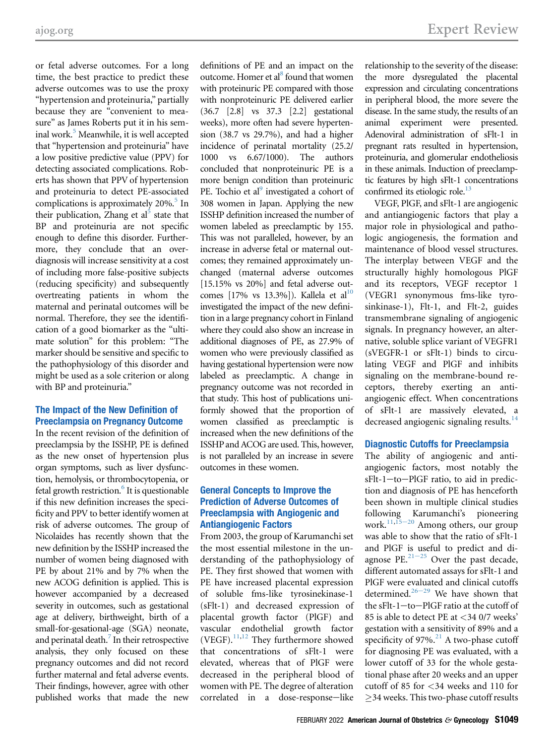or fetal adverse outcomes. For a long time, the best practice to predict these adverse outcomes was to use the proxy "hypertension and proteinuria," partially because they are "convenient to measure" as James Roberts put it in his seminal work.[5] Meanwhile, it is well accepted that "hypertension and proteinuria" have a low positive predictive value (PPV) for detecting associated complications. Roberts has shown that PPV of hypertension and proteinuria to detect PE-associated complications is approximately 20%.[5] In their publication, Zhang et al[5] state that BP and proteinuria are not specific enough to define this disorder. Furthermore, they conclude that an overdiagnosis will increase sensitivity at a cost of including more false-positive subjects (reducing specificity) and subsequently overtreating patients in whom the maternal and perinatal outcomes will be normal. Therefore, they see the identification of a good biomarker as the "ultimate solution" for this problem: "The marker should be sensitive and specific to the pathophysiology of this disorder and might be used as a sole criterion or along with BP and proteinuria."

## The Impact of the New Definition of Preeclampsia on Pregnancy Outcome

In the recent revision of the definition of preeclampsia by the ISSHP, PE is defined as the new onset of hypertension plus organ symptoms, such as liver dysfunction, hemolysis, or thrombocytopenia, or fetal growth restriction.[6] It is questionable if this new definition increases the specificity and PPV to better identify women at risk of adverse outcomes. The group of Nicolaides has recently shown that the new definition by the ISSHP increased the number of women being diagnosed with PE by about 21% and by 7% when the new ACOG definition is applied. This is however accompanied by a decreased severity in outcomes, such as gestational age at delivery, birthweight, birth of a small-for-gesational-age (SGA) neonate, and perinatal death.[7] In their retrospective analysis, they only focused on these pregnancy outcomes and did not record further maternal and fetal adverse events. Their findings, however, agree with other published works that made the new definitions of PE and an impact on the outcome. Homer et al[8] found that women with proteinuric PE compared with those with nonproteinuric PE delivered earlier (36.7 [2.8] vs 37.3 [2.2] gestational weeks), more often had severe hypertension (38.7 vs 29.7%), and had a higher incidence of perinatal mortality (25.2/1000 vs 6.67/1000). The authors concluded that nonproteinuric PE is a more benign condition than proteinuric PE. Tochio et al[9] investigated a cohort of 308 women in Japan. Applying the new ISSHP definition increased the number of women labeled as preeclamptic by 155. This was not paralleled, however, by an increase in adverse fetal or maternal outcomes; they remained approximately unchanged (maternal adverse outcomes [15.15% vs 20%] and fetal adverse outcomes [17% vs 13.3%]). Kallela et al[10] investigated the impact of the new definition in a large pregnancy cohort in Finland where they could also show an increase in additional diagnoses of PE, as 27.9% of women who were previously classified as having gestational hypertension were now labeled as preeclamptic. A change in pregnancy outcome was not recorded in that study. This host of publications uniformly showed that the proportion of women classified as preeclamptic is increased when the new definitions of the ISSHP and ACOG are used. This, however, is not paralleled by an increase in severe outcomes in these women.

## General Concepts to Improve the Prediction of Adverse Outcomes of Preeclampsia with Angiogenic and Antiangiogenic Factors

From 2003, the group of Karumanchi set the most essential milestone in the understanding of the pathophysiology of PE. They first showed that women with PE have increased placental expression of soluble fms-like tyrosinekinase-1 (sFlt-1) and decreased expression of placental growth factor (PlGF) and vascular endothelial growth factor (VEGF).[11,12] They furthermore showed that concentrations of sFlt-1 were elevated, whereas that of PlGF were decreased in the peripheral blood of women with PE. The degree of alteration correlated in a dose-response−like relationship to the severity of the disease: the more dysregulated the placental expression and circulating concentrations in peripheral blood, the more severe the disease. In the same study, the results of an animal experiment were presented. Adenoviral administration of sFlt-1 in pregnant rats resulted in hypertension, proteinuria, and glomerular endotheliosis in these animals. Induction of preeclamptic features by high sFlt-1 concentrations confirmed its etiologic role.[13]

VEGF, PlGF, and sFlt-1 are angiogenic and antiangiogenic factors that play a major role in physiological and pathologic angiogenesis, the formation and maintenance of blood vessel structures. The interplay between VEGF and the structurally highly homologous PlGF and its receptors, VEGF receptor 1 (VEGR1 synonymous fms-like tyrosinkinase-1), Flt-1, and Flt-2, guides transmembrane signaling of angiogenic signals. In pregnancy however, an alternative, soluble splice variant of VEGFR1 (sVEGFR-1 or sFlt-1) binds to circulating VEGF and PlGF and inhibits signaling on the membrane-bound receptors, thereby exerting an antiangiogenic effect. When concentrations of sFlt-1 are massively elevated, a decreased angiogenic signaling results.[14]

## Diagnostic Cutoffs for Preeclampsia

The ability of angiogenic and antiangiogenic factors, most notably the sFlt-1−to−PlGF ratio, to aid in prediction and diagnosis of PE has henceforth been shown in multiple clinical studies following Karumanchi's pioneering work.[11,15−20] Among others, our group was able to show that the ratio of sFlt-1 and PlGF is useful to predict and diagnose PE.[21−25] Over the past decade, different automated assays for sFlt-1 and PlGF were evaluated and clinical cutoffs determined.[26−29] We have shown that the sFlt-1−to−PlGF ratio at the cutoff of 85 is able to detect PE at <34 0/7 weeks' gestation with a sensitivity of 89% and a specificity of 97%.[21] A two-phase cutoff for diagnosing PE was evaluated, with a lower cutoff of 33 for the whole gestational phase after 20 weeks and an upper cutoff of 85 for <34 weeks and 110 for ≥34 weeks. This two-phase cutoff results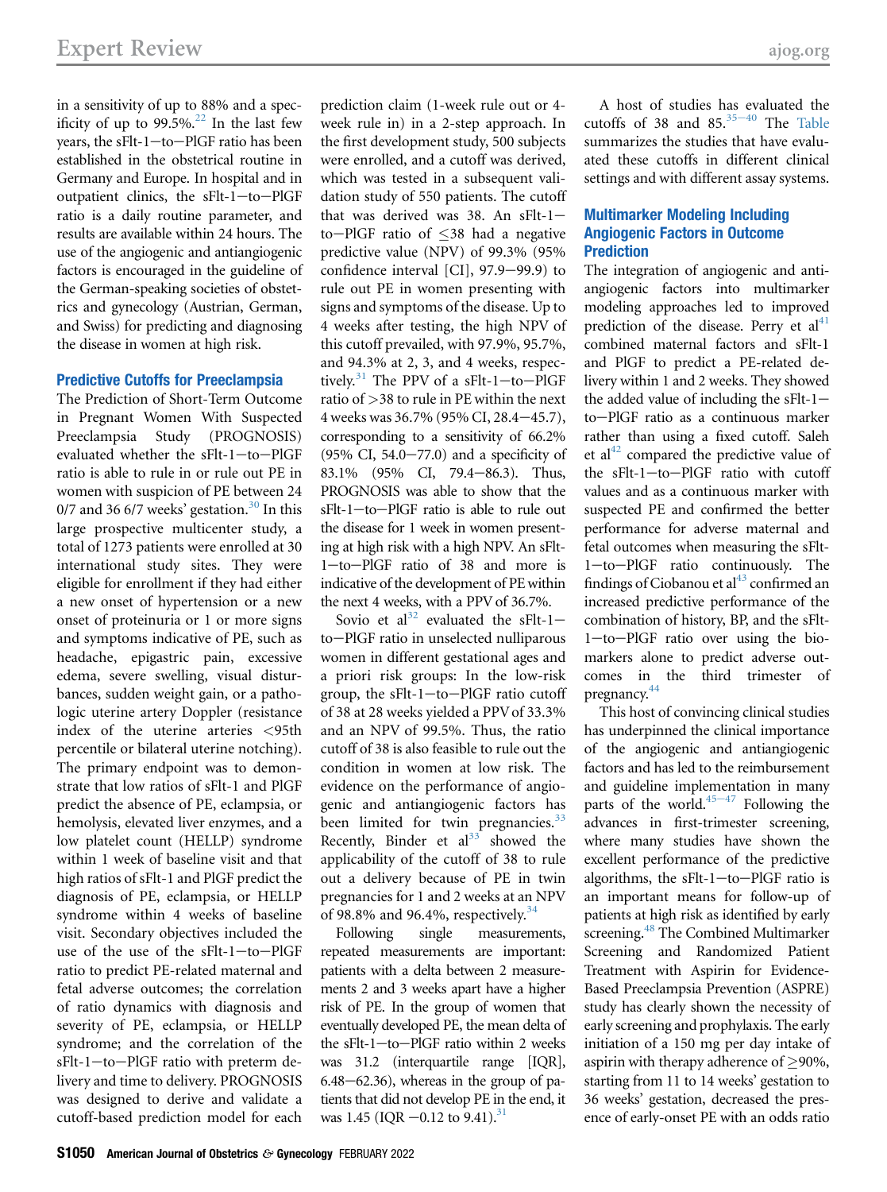in a sensitivity of up to 88% and a specificity of up to 99.5%.[22] In the last few years, the sFlt-1–to–PlGF ratio has been established in the obstetrical routine in Germany and Europe. In hospital and in outpatient clinics, the sFlt-1–to–PlGF ratio is a daily routine parameter, and results are available within 24 hours. The use of the angiogenic and antiangiogenic factors is encouraged in the guideline of the German-speaking societies of obstetrics and gynecology (Austrian, German, and Swiss) for predicting and diagnosing the disease in women at high risk.

## Predictive Cutoffs for Preeclampsia

The Prediction of Short-Term Outcome in Pregnant Women With Suspected Preeclampsia Study (PROGNOSIS) evaluated whether the sFlt-1–to–PlGF ratio is able to rule in or rule out PE in women with suspicion of PE between 24 0/7 and 36 6/7 weeks' gestation.[30] In this large prospective multicenter study, a total of 1273 patients were enrolled at 30 international study sites. They were eligible for enrollment if they had either a new onset of hypertension or a new onset of proteinuria or 1 or more signs and symptoms indicative of PE, such as headache, epigastric pain, excessive edema, severe swelling, visual disturbances, sudden weight gain, or a pathologic uterine artery Doppler (resistance index of the uterine arteries <95th percentile or bilateral uterine notching). The primary endpoint was to demonstrate that low ratios of sFlt-1 and PlGF predict the absence of PE, eclampsia, or hemolysis, elevated liver enzymes, and a low platelet count (HELLP) syndrome within 1 week of baseline visit and that high ratios of sFlt-1 and PlGF predict the diagnosis of PE, eclampsia, or HELLP syndrome within 4 weeks of baseline visit. Secondary objectives included the use of the use of the sFlt-1–to–PlGF ratio to predict PE-related maternal and fetal adverse outcomes; the correlation of ratio dynamics with diagnosis and severity of PE, eclampsia, or HELLP syndrome; and the correlation of the sFlt-1–to–PlGF ratio with preterm delivery and time to delivery. PROGNOSIS was designed to derive and validate a cutoff-based prediction model for each prediction claim (1-week rule out or 4-week rule in) in a 2-step approach. In the first development study, 500 subjects were enrolled, and a cutoff was derived, which was tested in a subsequent validation study of 550 patients. The cutoff that was derived was 38. An sFlt-1–to–PlGF ratio of ≤38 had a negative predictive value (NPV) of 99.3% (95% confidence interval [CI], 97.9–99.9) to rule out PE in women presenting with signs and symptoms of the disease. Up to 4 weeks after testing, the high NPV of this cutoff prevailed, with 97.9%, 95.7%, and 94.3% at 2, 3, and 4 weeks, respectively.[31] The PPV of a sFlt-1–to–PlGF ratio of >38 to rule in PE within the next 4 weeks was 36.7% (95% CI, 28.4–45.7), corresponding to a sensitivity of 66.2% (95% CI, 54.0–77.0) and a specificity of 83.1% (95% CI, 79.4–86.3). Thus, PROGNOSIS was able to show that the sFlt-1–to–PlGF ratio is able to rule out the disease for 1 week in women presenting at high risk with a high NPV. An sFlt-1–to–PlGF ratio of 38 and more is indicative of the development of PE within the next 4 weeks, with a PPV of 36.7%.

Sovio et al[32] evaluated the sFlt-1–to–PlGF ratio in unselected nulliparous women in different gestational ages and a priori risk groups: In the low-risk group, the sFlt-1–to–PlGF ratio cutoff of 38 at 28 weeks yielded a PPV of 33.3% and an NPV of 99.5%. Thus, the ratio cutoff of 38 is also feasible to rule out the condition in women at low risk. The evidence on the performance of angiogenic and antiangiogenic factors has been limited for twin pregnancies.[33] Recently, Binder et al[33] showed the applicability of the cutoff of 38 to rule out a delivery because of PE in twin pregnancies for 1 and 2 weeks at an NPV of 98.8% and 96.4%, respectively.[34]

Following single measurements, repeated measurements are important: patients with a delta between 2 measurements 2 and 3 weeks apart have a higher risk of PE. In the group of women that eventually developed PE, the mean delta of the sFlt-1–PlGF ratio within 2 weeks was 31.2 (interquartile range [IQR], 6.48–62.36), whereas in the group of patients that did not develop PE in the end, it was 1.45 (IQR −0.12 to 9.41).[31]

A host of studies has evaluated the cutoffs of 38 and 85.[35–40] The Table summarizes the studies that have evaluated these cutoffs in different clinical settings and with different assay systems.

## Multimarker Modeling Including Angiogenic Factors in Outcome Prediction

The integration of angiogenic and antiangiogenic factors into multimarker modeling approaches led to improved prediction of the disease. Perry et al[41] combined maternal factors and sFlt-1 and PlGF to predict a PE-related delivery within 1 and 2 weeks. They showed the added value of including the sFlt-1–to–PlGF ratio as a continuous marker rather than using a fixed cutoff. Saleh et al[42] compared the predictive value of the sFlt-1–to–PlGF ratio with cutoff values and as a continuous marker with suspected PE and confirmed the better performance for adverse maternal and fetal outcomes when measuring the sFlt-1–to–PlGF ratio continuously. The findings of Ciobanou et al[43] confirmed an increased predictive performance of the combination of history, BP, and the sFlt-1–to–PlGF ratio over using the biomarkers alone to predict adverse outcomes in the third trimester of pregnancy.[44]

This host of convincing clinical studies has underpinned the clinical importance of the angiogenic and antiangiogenic factors and has led to the reimbursement and guideline implementation in many parts of the world.[45–47] Following the advances in first-trimester screening, where many studies have shown the excellent performance of the predictive algorithms, the sFlt-1–to–PlGF ratio is an important means for follow-up of patients at high risk as identified by early screening.[48] The Combined Multimarker Screening and Randomized Patient Treatment with Aspirin for Evidence-Based Preeclampsia Prevention (ASPRE) study has clearly shown the necessity of early screening and prophylaxis. The early initiation of a 150 mg per day intake of aspirin with therapy adherence of ≥90%, starting from 11 to 14 weeks' gestation to 36 weeks' gestation, decreased the presence of early-onset PE with an odds ratio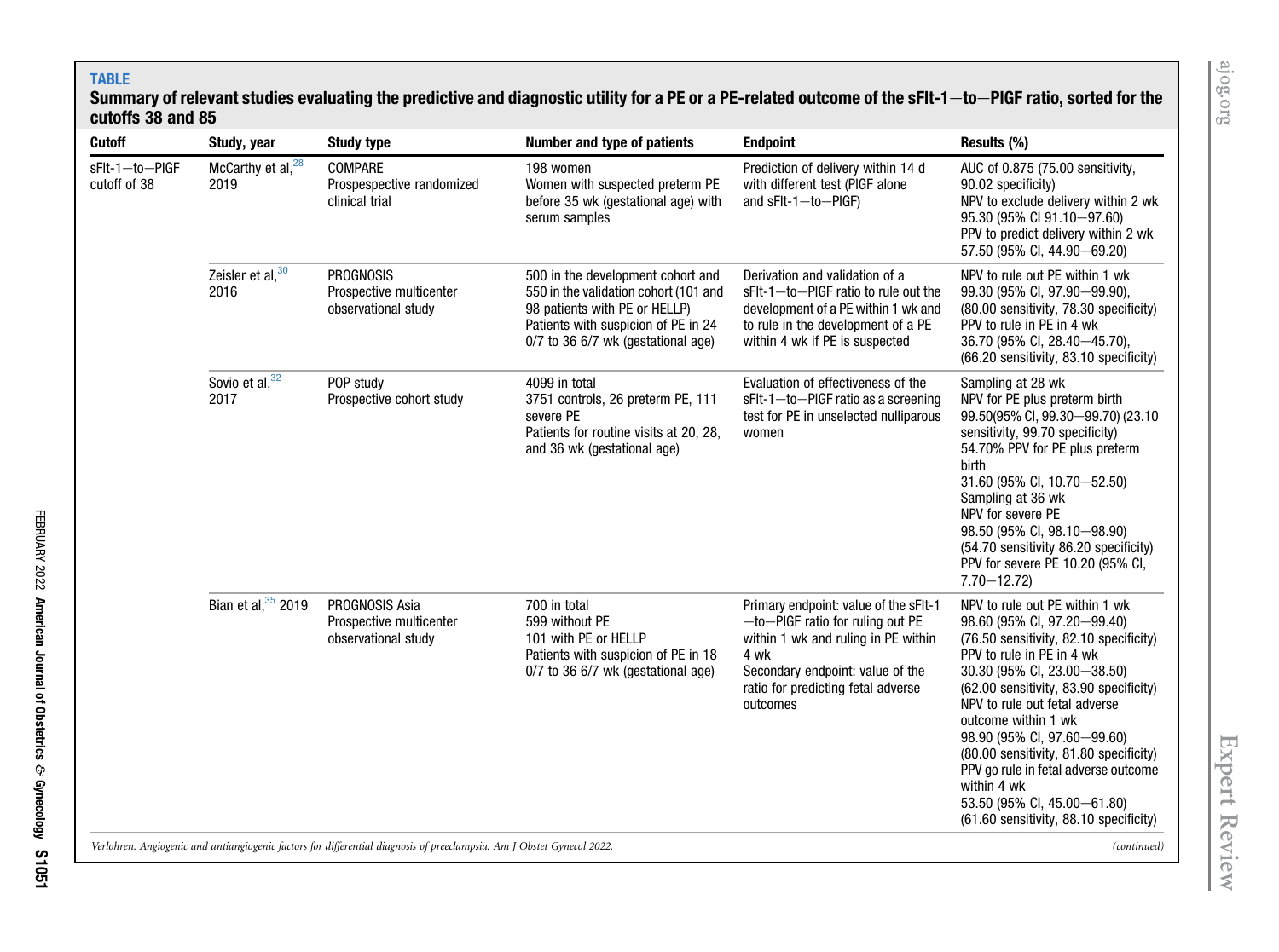**TABLE**

**Summary of relevant studies evaluating the predictive and diagnostic utility for a PE or a PE-related outcome of the sFlt-1–to–PlGF ratio, sorted for the cutoffs 38 and 85**

| Cutoff | Study, year | Study type | Number and type of patients | Endpoint | Results (%) |
|---|---|---|---|---|---|
| sFlt-1–to–PlGF cutoff of 38 | McCarthy et al,[28] 2019 | COMPARE<br>Prospespective randomized clinical trial | 198 women<br>Women with suspected preterm PE before 35 wk (gestational age) with serum samples | Prediction of delivery within 14 d with different test (PlGF alone and sFlt-1–to–PlGF) | AUC of 0.875 (75.00 sensitivity, 90.02 specificity)<br>NPV to exclude delivery within 2 wk 95.30 (95% CI 91.10–97.60)<br>PPV to predict delivery within 2 wk 57.50 (95% CI, 44.90–69.20) |
| | Zeisler et al,[30] 2016 | PROGNOSIS<br>Prospective multicenter observational study | 500 in the development cohort and 550 in the validation cohort (101 and 98 patients with PE or HELLP)<br>Patients with suspicion of PE in 24 0/7 to 36 6/7 wk (gestational age) | Derivation and validation of a sFlt-1–to–PlGF ratio to rule out the development of a PE within 1 wk and to rule in the development of a PE within 4 wk if PE is suspected | NPV to rule out PE within 1 wk 99.30 (95% CI, 97.90–99.90), (80.00 sensitivity, 78.30 specificity)<br>PPV to rule in PE in 4 wk 36.70 (95% CI, 28.40–45.70), (66.20 sensitivity, 83.10 specificity) |
| | Sovio et al,[32] 2017 | POP study<br>Prospective cohort study | 4099 in total<br>3751 controls, 26 preterm PE, 111 severe PE<br>Patients for routine visits at 20, 28, and 36 wk (gestational age) | Evaluation of effectiveness of the sFlt-1–to–PlGF ratio as a screening test for PE in unselected nulliparous women | Sampling at 28 wk<br>NPV for PE plus preterm birth 99.50(95% CI, 99.30–99.70) (23.10 sensitivity, 99.70 specificity)<br>54.70% PPV for PE plus preterm birth<br>31.60 (95% CI, 10.70–52.50)<br>Sampling at 36 wk<br>NPV for severe PE<br>98.50 (95% CI, 98.10–98.90) (54.70 sensitivity 86.20 specificity)<br>PPV for severe PE 10.20 (95% CI, 7.70–12.72) |
| | Bian et al,[35] 2019 | PROGNOSIS Asia<br>Prospective multicenter observational study | 700 in total<br>599 without PE<br>101 with PE or HELLP<br>Patients with suspicion of PE in 18 0/7 to 36 6/7 wk (gestational age) | Primary endpoint: value of the sFlt-1–to–PlGF ratio for ruling out PE within 1 wk and ruling in PE within 4 wk<br>Secondary endpoint: value of the ratio for predicting fetal adverse outcomes | NPV to rule out PE within 1 wk 98.60 (95% CI, 97.20–99.40) (76.50 sensitivity, 82.10 specificity)<br>PPV to rule in PE in 4 wk 30.30 (95% CI, 23.00–38.50) (62.00 sensitivity, 83.90 specificity)<br>NPV to rule out fetal adverse outcome within 1 wk 98.90 (95% CI, 97.60–99.60) (80.00 sensitivity, 81.80 specificity)<br>PPV go rule in fetal adverse outcome within 4 wk 53.50 (95% CI, 45.00–61.80) (61.60 sensitivity, 88.10 specificity) |

*Verlohren. Angiogenic and antiangiogenic factors for differential diagnosis of preeclampsia. Am J Obstet Gynecol 2022.*

*(continued)*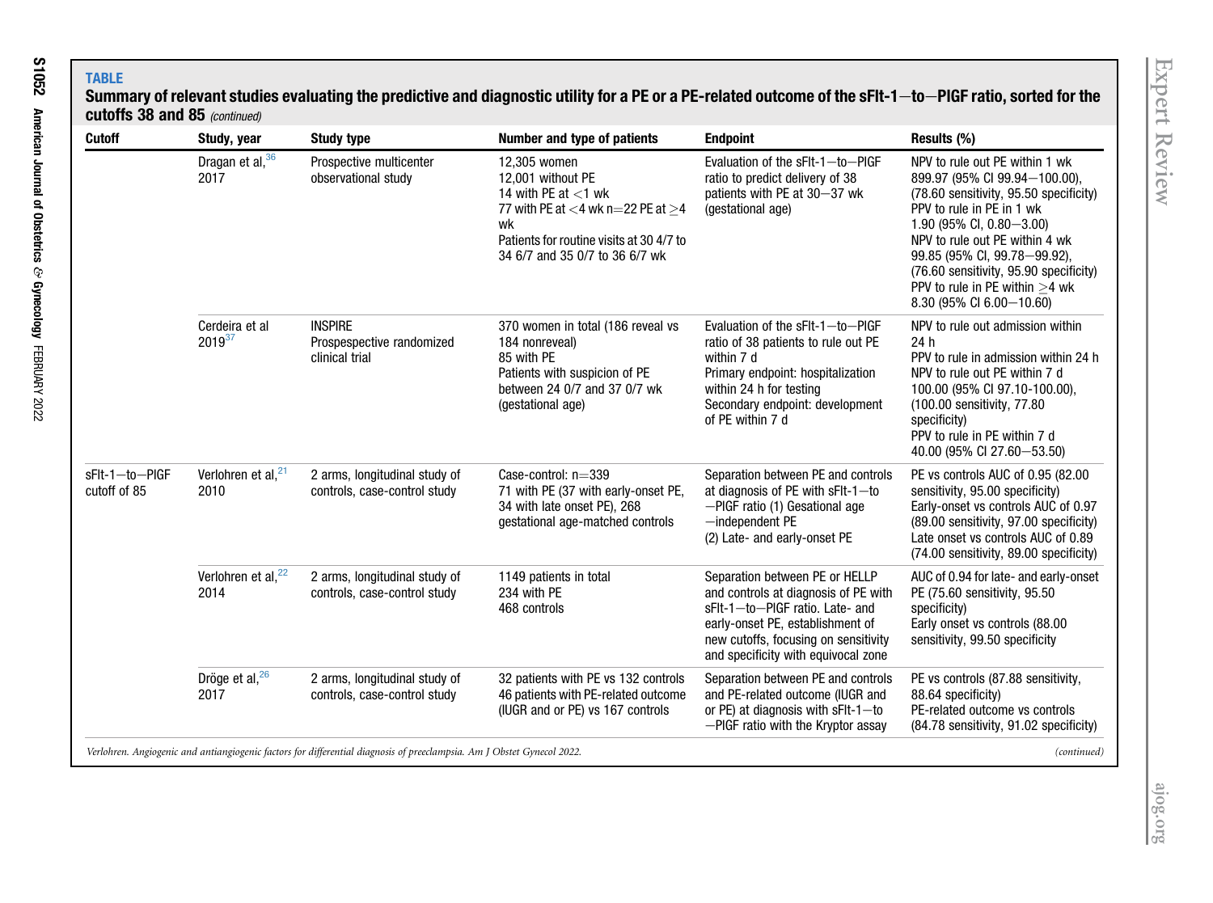**TABLE**

**Summary of relevant studies evaluating the predictive and diagnostic utility for a PE or a PE-related outcome of the sFlt-1–to–PlGF ratio, sorted for the cutoffs 38 and 85** *(continued)*

| Cutoff | Study, year | Study type | Number and type of patients | Endpoint | Results (%) |
|---|---|---|---|---|---|
| | Dragan et al,[36] 2017 | Prospective multicenter observational study | 12,305 women<br>12,001 without PE<br>14 with PE at <1 wk<br>77 with PE at <4 wk n=22 PE at ≥4 wk<br>Patients for routine visits at 30 4/7 to 34 6/7 and 35 0/7 to 36 6/7 wk | Evaluation of the sFlt-1–to–PlGF ratio to predict delivery of 38 patients with PE at 30–37 wk (gestational age) | NPV to rule out PE within 1 wk 899.97 (95% CI 99.94–100.00), (78.60 sensitivity, 95.50 specificity)<br>PPV to rule in PE in 1 wk 1.90 (95% CI, 0.80–3.00)<br>NPV to rule out PE within 4 wk 99.85 (95% CI, 99.78–99.92), (76.60 sensitivity, 95.90 specificity)<br>PPV to rule in PE within ≥4 wk 8.30 (95% CI 6.00–10.60) |
| | Cerdeira et al 2019[37] | INSPIRE<br>Prospespective randomized clinical trial | 370 women in total (186 reveal vs 184 nonreveal)<br>85 with PE<br>Patients with suspicion of PE between 24 0/7 and 37 0/7 wk (gestational age) | Evaluation of the sFlt-1–to–PlGF ratio of 38 patients to rule out PE within 7 d<br>Primary endpoint: hospitalization within 24 h for testing<br>Secondary endpoint: development of PE within 7 d | NPV to rule out admission within 24 h<br>PPV to rule in admission within 24 h<br>NPV to rule out PE within 7 d 100.00 (95% CI 97.10-100.00), (100.00 sensitivity, 77.80 specificity)<br>PPV to rule in PE within 7 d 40.00 (95% CI 27.60–53.50) |
| sFlt-1–to–PlGF cutoff of 85 | Verlohren et al,[21] 2010 | 2 arms, longitudinal study of controls, case-control study | Case-control: n=339<br>71 with PE (37 with early-onset PE, 34 with late onset PE), 268 gestational age-matched controls | Separation between PE and controls at diagnosis of PE with sFlt-1–to–PlGF ratio (1) Gesational age–independent PE<br>(2) Late- and early-onset PE | PE vs controls AUC of 0.95 (82.00 sensitivity, 95.00 specificity)<br>Early-onset vs controls AUC of 0.97 (89.00 sensitivity, 97.00 specificity)<br>Late onset vs controls AUC of 0.89 (74.00 sensitivity, 89.00 specificity) |
| | Verlohren et al,[22] 2014 | 2 arms, longitudinal study of controls, case-control study | 1149 patients in total<br>234 with PE<br>468 controls | Separation between PE or HELLP and controls at diagnosis of PE with sFlt-1–to–PlGF ratio. Late- and early-onset PE, establishment of new cutoffs, focusing on sensitivity and specificity with equivocal zone | AUC of 0.94 for late- and early-onset PE (75.60 sensitivity, 95.50 specificity)<br>Early onset vs controls (88.00 sensitivity, 99.50 specificity |
| | Dröge et al,[26] 2017 | 2 arms, longitudinal study of controls, case-control study | 32 patients with PE vs 132 controls<br>46 patients with PE-related outcome (IUGR and or PE) vs 167 controls | Separation between PE and controls and PE-related outcome (IUGR and or PE) at diagnosis with sFlt-1–to–PlGF ratio with the Kryptor assay | PE vs controls (87.88 sensitivity, 88.64 specificity)<br>PE-related outcome vs controls (84.78 sensitivity, 91.02 specificity) |

*Verlohren. Angiogenic and antiangiogenic factors for differential diagnosis of preeclampsia. Am J Obstet Gynecol 2022.* *(continued)*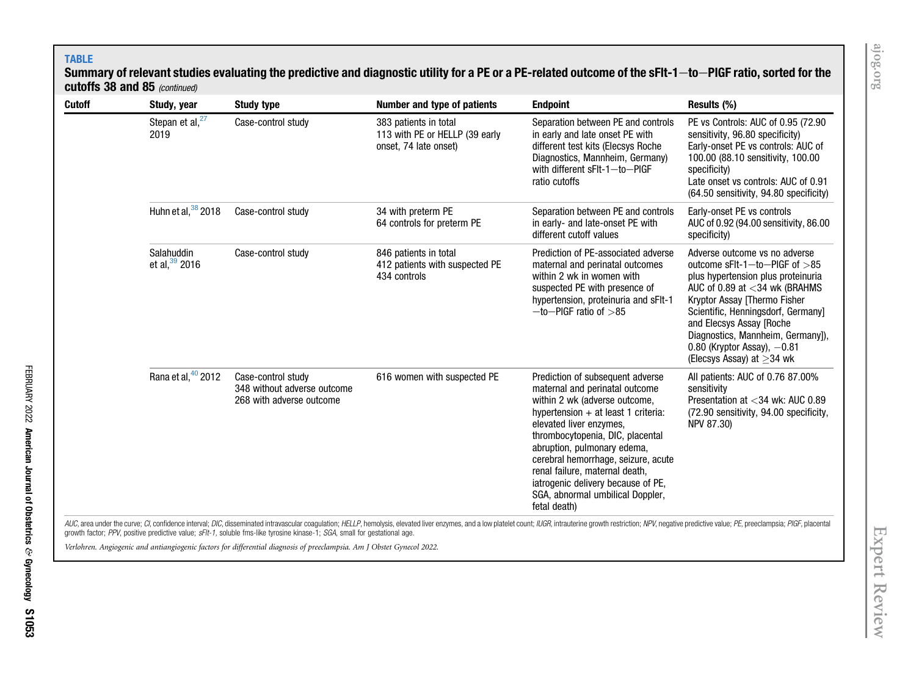**TABLE**

**Summary of relevant studies evaluating the predictive and diagnostic utility for a PE or a PE-related outcome of the sFlt-1—to—PlGF ratio, sorted for the cutoffs 38 and 85** *(continued)*

| Cutoff | Study, year | Study type | Number and type of patients | Endpoint | Results (%) |
|---|---|---|---|---|---|
| | Stepan et al,[27] 2019 | Case-control study | 383 patients in total<br>113 with PE or HELLP (39 early onset, 74 late onset) | Separation between PE and controls in early and late onset PE with different test kits (Elecsys Roche Diagnostics, Mannheim, Germany) with different sFlt-1—to—PlGF ratio cutoffs | PE vs Controls: AUC of 0.95 (72.90 sensitivity, 96.80 specificity)<br>Early-onset PE vs controls: AUC of 100.00 (88.10 sensitivity, 100.00 specificity)<br>Late onset vs controls: AUC of 0.91 (64.50 sensitivity, 94.80 specificity) |
| | Huhn et al,[38] 2018 | Case-control study | 34 with preterm PE<br>64 controls for preterm PE | Separation between PE and controls in early- and late-onset PE with different cutoff values | Early-onset PE vs controls<br>AUC of 0.92 (94.00 sensitivity, 86.00 specificity) |
| | Salahuddin et al,[39] 2016 | Case-control study | 846 patients in total<br>412 patients with suspected PE<br>434 controls | Prediction of PE-associated adverse maternal and perinatal outcomes within 2 wk in women with suspected PE with presence of hypertension, proteinuria and sFlt-1—to—PlGF ratio of >85 | Adverse outcome vs no adverse outcome sFlt-1—to—PlGF of >85 plus hypertension plus proteinuria AUC of 0.89 at <34 wk (BRAHMS Kryptor Assay [Thermo Fisher Scientific, Henningsdorf, Germany] and Elecsys Assay [Roche Diagnostics, Mannheim, Germany]), 0.80 (Kryptor Assay), —0.81 (Elecsys Assay) at ≥34 wk |
| | Rana et al,[40] 2012 | Case-control study<br>348 without adverse outcome<br>268 with adverse outcome | 616 women with suspected PE | Prediction of subsequent adverse maternal and perinatal outcome within 2 wk (adverse outcome, hypertension + at least 1 criteria: elevated liver enzymes, thrombocytopenia, DIC, placental abruption, pulmonary edema, cerebral hemorrhage, seizure, acute renal failure, maternal death, iatrogenic delivery because of PE, SGA, abnormal umbilical Doppler, fetal death) | All patients: AUC of 0.76 87.00% sensitivity<br>Presentation at <34 wk: AUC 0.89 (72.90 sensitivity, 94.00 specificity, NPV 87.30) |

*AUC*, area under the curve; *CI*, confidence interval; *DIC*, disseminated intravascular coagulation; *HELLP*, hemolysis, elevated liver enzymes, and a low platelet count; *IUGR*, intrauterine growth restriction; *NPV*, negative predictive value; *PE*, preeclampsia; *PlGF*, placental growth factor; *PPV*, positive predictive value; *sFlt-1*, soluble fms-like tyrosine kinase-1; *SGA*, small for gestational age.

*Verlohren. Angiogenic and antiangiogenic factors for differential diagnosis of preeclampsia. Am J Obstet Gynecol 2022.*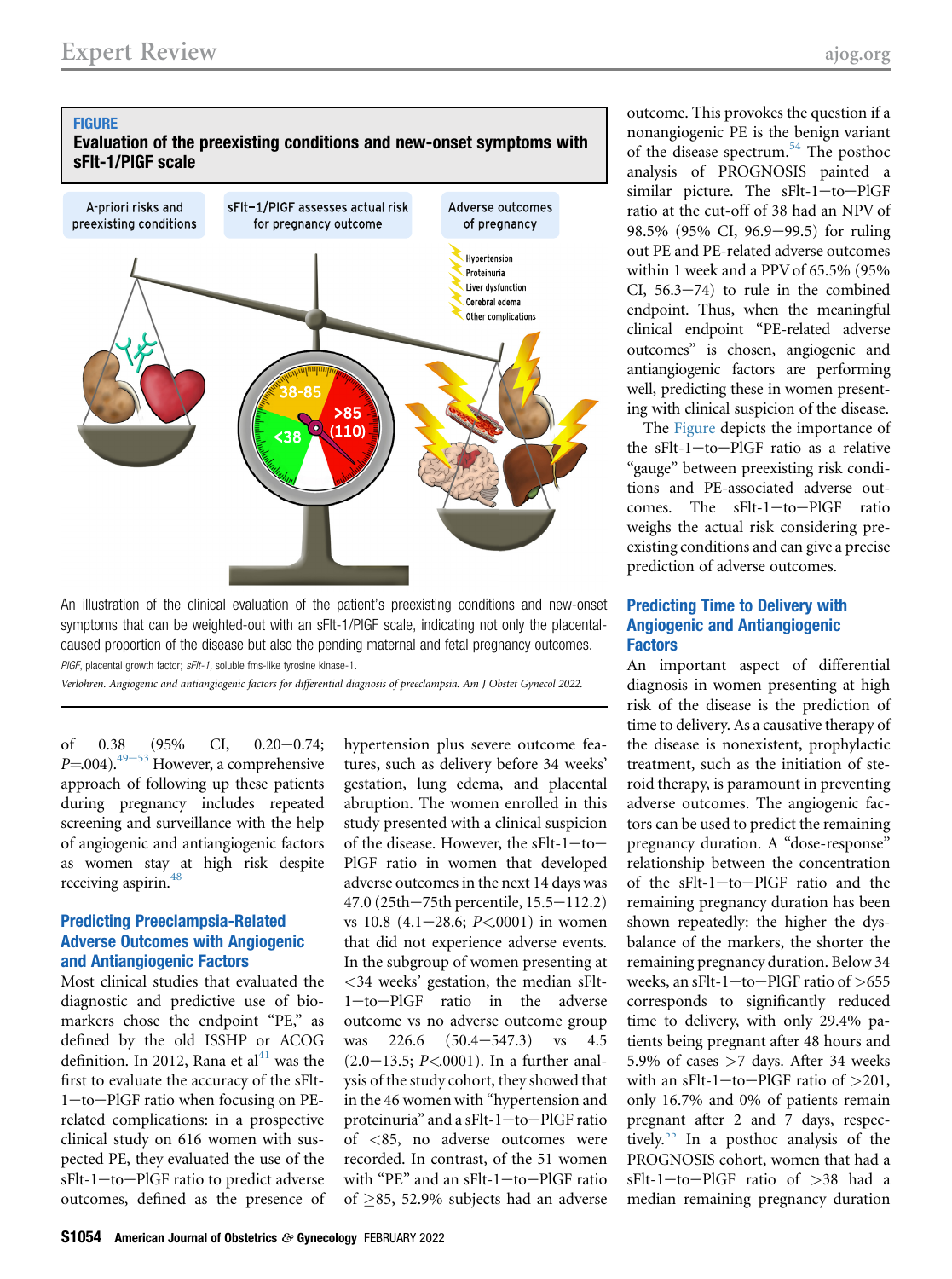**FIGURE**

**Evaluation of the preexisting conditions and new-onset symptoms with sFlt-1/PlGF scale**

An illustration of the clinical evaluation of the patient's preexisting conditions and new-onset symptoms that can be weighted-out with an sFlt-1/PlGF scale, indicating not only the placental-caused proportion of the disease but also the pending maternal and fetal pregnancy outcomes.

*PlGF*, placental growth factor; *sFlt-1*, soluble fms-like tyrosine kinase-1.

*Verlohren. Angiogenic and antiangiogenic factors for differential diagnosis of preeclampsia. Am J Obstet Gynecol 2022.*

of 0.38 (95% CI, 0.20−0.74; $P$=.004).[49−53] However, a comprehensive approach of following up these patients during pregnancy includes repeated screening and surveillance with the help of angiogenic and antiangiogenic factors as women stay at high risk despite receiving aspirin.[48]

## Predicting Preeclampsia-Related Adverse Outcomes with Angiogenic and Antiangiogenic Factors

Most clinical studies that evaluated the diagnostic and predictive use of biomarkers chose the endpoint "PE," as defined by the old ISSHP or ACOG definition. In 2012, Rana et al[41] was the first to evaluate the accuracy of the sFlt-1−to−PlGF ratio when focusing on PE-related complications: in a prospective clinical study on 616 women with suspected PE, they evaluated the use of the sFlt-1−to−PlGF ratio to predict adverse outcomes, defined as the presence of hypertension plus severe outcome features, such as delivery before 34 weeks' gestation, lung edema, and placental abruption. The women enrolled in this study presented with a clinical suspicion of the disease. However, the sFlt-1−to−PlGF ratio in women that developed adverse outcomes in the next 14 days was 47.0 (25th−75th percentile, 15.5−112.2) vs 10.8 (4.1−28.6; $P$<.0001) in women that did not experience adverse events. In the subgroup of women presenting at <34 weeks' gestation, the median sFlt-1−to−PlGF ratio in the adverse outcome vs no adverse outcome group was 226.6 (50.4−547.3) vs 4.5 (2.0−13.5; $P$<.0001). In a further analysis of the study cohort, they showed that in the 46 women with "hypertension and proteinuria" and a sFlt-1−to−PlGF ratio of <85, no adverse outcomes were recorded. In contrast, of the 51 women with "PE" and an sFlt-1−to−PlGF ratio of ≥85, 52.9% subjects had an adverse outcome. This provokes the question if a nonangiogenic PE is the benign variant of the disease spectrum.[54] The posthoc analysis of PROGNOSIS painted a similar picture. The sFlt-1−to−PlGF ratio at the cut-off of 38 had an NPV of 98.5% (95% CI, 96.9−99.5) for ruling out PE and PE-related adverse outcomes within 1 week and a PPV of 65.5% (95% CI, 56.3−74) to rule in the combined endpoint. Thus, when the meaningful clinical endpoint "PE-related adverse outcomes" is chosen, angiogenic and antiangiogenic factors are performing well, predicting these in women presenting with clinical suspicion of the disease.

The Figure depicts the importance of the sFlt-1−to−PlGF ratio as a relative "gauge" between preexisting risk conditions and PE-associated adverse outcomes. The sFlt-1−to−PlGF ratio weighs the actual risk considering preexisting conditions and can give a precise prediction of adverse outcomes.

## Predicting Time to Delivery with Angiogenic and Antiangiogenic Factors

An important aspect of differential diagnosis in women presenting at high risk of the disease is the prediction of time to delivery. As a causative therapy of the disease is nonexistent, prophylactic treatment, such as the initiation of steroid therapy, is paramount in preventing adverse outcomes. The angiogenic factors can be used to predict the remaining pregnancy duration. A "dose-response" relationship between the concentration of the sFlt-1−to−PlGF ratio and the remaining pregnancy duration has been shown repeatedly: the higher the dysbalance of the markers, the shorter the remaining pregnancy duration. Below 34 weeks, an sFlt-1−to−PlGF ratio of >655 corresponds to significantly reduced time to delivery, with only 29.4% patients being pregnant after 48 hours and 5.9% of cases >7 days. After 34 weeks with an sFlt-1−to−PlGF ratio of >201, only 16.7% and 0% of patients remain pregnant after 2 and 7 days, respectively.[55] In a posthoc analysis of the PROGNOSIS cohort, women that had a sFlt-1−to−PlGF ratio of >38 had a median remaining pregnancy duration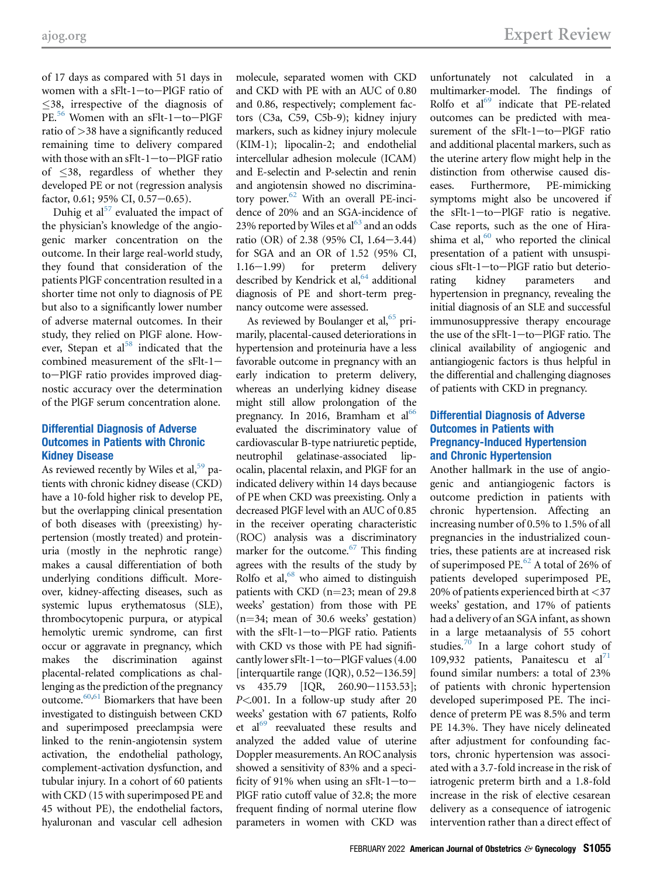of 17 days as compared with 51 days in women with a sFlt-1−to−PlGF ratio of ≤38, irrespective of the diagnosis of PE.[56] Women with an sFlt-1−to−PlGF ratio of >38 have a significantly reduced remaining time to delivery compared with those with an sFlt-1−to−PlGF ratio of ≤38, regardless of whether they developed PE or not (regression analysis factor, 0.61; 95% CI, 0.57−0.65).

Duhig et al[57] evaluated the impact of the physician's knowledge of the angiogenic marker concentration on the outcome. In their large real-world study, they found that consideration of the patients PlGF concentration resulted in a shorter time not only to diagnosis of PE but also to a significantly lower number of adverse maternal outcomes. In their study, they relied on PlGF alone. However, Stepan et al[58] indicated that the combined measurement of the sFlt-1−to−PlGF ratio provides improved diagnostic accuracy over the determination of the PlGF serum concentration alone.

## Differential Diagnosis of Adverse Outcomes in Patients with Chronic Kidney Disease

As reviewed recently by Wiles et al,[59] patients with chronic kidney disease (CKD) have a 10-fold higher risk to develop PE, but the overlapping clinical presentation of both diseases with (preexisting) hypertension (mostly treated) and proteinuria (mostly in the nephrotic range) makes a causal differentiation of both underlying conditions difficult. Moreover, kidney-affecting diseases, such as systemic lupus erythematosus (SLE), thrombocytopenic purpura, or atypical hemolytic uremic syndrome, can first occur or aggravate in pregnancy, which makes the discrimination against placental-related complications as challenging as the prediction of the pregnancy outcome.[60,61] Biomarkers that have been investigated to distinguish between CKD and superimposed preeclampsia were linked to the renin-angiotensin system activation, the endothelial pathology, complement-activation dysfunction, and tubular injury. In a cohort of 60 patients with CKD (15 with superimposed PE and 45 without PE), the endothelial factors, hyaluronan and vascular cell adhesion molecule, separated women with CKD and CKD with PE with an AUC of 0.80 and 0.86, respectively; complement factors (C3a, C59, C5b-9); kidney injury markers, such as kidney injury molecule (KIM-1); lipocalin-2; and endothelial intercellular adhesion molecule (ICAM) and E-selectin and P-selectin and renin and angiotensin showed no discriminatory power.[62] With an overall PE-incidence of 20% and an SGA-incidence of 23% reported by Wiles et al[63] and an odds ratio (OR) of 2.38 (95% CI, 1.64−3.44) for SGA and an OR of 1.52 (95% CI, 1.16−1.99) for preterm delivery described by Kendrick et al,[64] additional diagnosis of PE and short-term pregnancy outcome were assessed.

As reviewed by Boulanger et al,[65] primarily, placental-caused deteriorations in hypertension and proteinuria have a less favorable outcome in pregnancy with an early indication to preterm delivery, whereas an underlying kidney disease might still allow prolongation of the pregnancy. In 2016, Bramham et al[66] evaluated the discriminatory value of cardiovascular B-type natriuretic peptide, neutrophil gelatinase-associated lipocalin, placental relaxin, and PlGF for an indicated delivery within 14 days because of PE when CKD was preexisting. Only a decreased PlGF level with an AUC of 0.85 in the receiver operating characteristic (ROC) analysis was a discriminatory marker for the outcome.[67] This finding agrees with the results of the study by Rolfo et al,[68] who aimed to distinguish patients with CKD (n=23; mean of 29.8 weeks' gestation) from those with PE (n=34; mean of 30.6 weeks' gestation) with the sFlt-1−to−PlGF ratio. Patients with CKD vs those with PE had significantly lower sFlt-1−to−PlGF values (4.00 [interquartile range (IQR), 0.52−136.59] vs 435.79 [IQR, 260.90−1153.53]; $P<.001$. In a follow-up study after 20 weeks' gestation with 67 patients, Rolfo et al[69] reevaluated these results and analyzed the added value of uterine Doppler measurements. An ROC analysis showed a sensitivity of 83% and a specificity of 91% when using an sFlt-1−to−PlGF ratio cutoff value of 32.8; the more frequent finding of normal uterine flow parameters in women with CKD was unfortunately not calculated in a multimarker-model. The findings of Rolfo et al[69] indicate that PE-related outcomes can be predicted with measurement of the sFlt-1−to−PlGF ratio and additional placental markers, such as the uterine artery flow might help in the distinction from otherwise caused diseases. Furthermore, PE-mimicking symptoms might also be uncovered if the sFlt-1−to−PlGF ratio is negative. Case reports, such as the one of Hirashima et al,[60] who reported the clinical presentation of a patient with unsuspicious sFlt-1−to−PlGF ratio but deteriorating kidney parameters and hypertension in pregnancy, revealing the initial diagnosis of an SLE and successful immunosuppressive therapy encourage the use of the sFlt-1−to−PlGF ratio. The clinical availability of angiogenic and antiangiogenic factors is thus helpful in the differential and challenging diagnoses of patients with CKD in pregnancy.

## Differential Diagnosis of Adverse Outcomes in Patients with Pregnancy-Induced Hypertension and Chronic Hypertension

Another hallmark in the use of angiogenic and antiangiogenic factors is outcome prediction in patients with chronic hypertension. Affecting an increasing number of 0.5% to 1.5% of all pregnancies in the industrialized countries, these patients are at increased risk of superimposed PE.[62] A total of 26% of patients developed superimposed PE, 20% of patients experienced birth at <37 weeks' gestation, and 17% of patients had a delivery of an SGA infant, as shown in a large metaanalysis of 55 cohort studies.[70] In a large cohort study of 109,932 patients, Panaitescu et al[71] found similar numbers: a total of 23% of patients with chronic hypertension developed superimposed PE. The incidence of preterm PE was 8.5% and term PE 14.3%. They have nicely delineated after adjustment for confounding factors, chronic hypertension was associated with a 3.7-fold increase in the risk of iatrogenic preterm birth and a 1.8-fold increase in the risk of elective cesarean delivery as a consequence of iatrogenic intervention rather than a direct effect of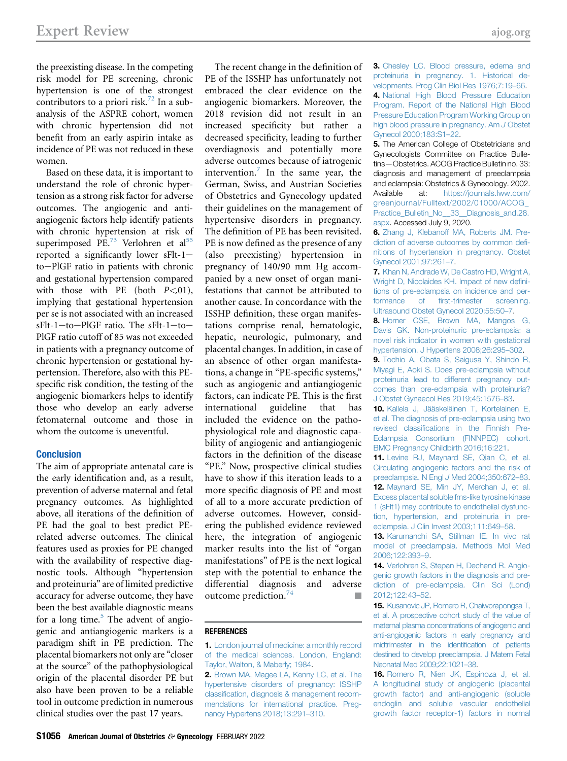the preexisting disease. In the competing risk model for PE screening, chronic hypertension is one of the strongest contributors to a priori risk.[72] In a subanalysis of the ASPRE cohort, women with chronic hypertension did not benefit from an early aspirin intake as incidence of PE was not reduced in these women.

Based on these data, it is important to understand the role of chronic hypertension as a strong risk factor for adverse outcomes. The angiogenic and antiangiogenic factors help identify patients with chronic hypertension at risk of superimposed PE.[73] Verlohren et al[55] reported a significantly lower sFlt-1–to–PlGF ratio in patients with chronic and gestational hypertension compared with those with PE (both $P<.01$), implying that gestational hypertension per se is not associated with an increased sFlt-1–to–PlGF ratio. The sFlt-1–to–PlGF ratio cutoff of 85 was not exceeded in patients with a pregnancy outcome of chronic hypertension or gestational hypertension. Therefore, also with this PE-specific risk condition, the testing of the angiogenic biomarkers helps to identify those who develop an early adverse fetomaternal outcome and those in whom the outcome is uneventful.

## Conclusion

The aim of appropriate antenatal care is the early identification and, as a result, prevention of adverse maternal and fetal pregnancy outcomes. As highlighted above, all iterations of the definition of PE had the goal to best predict PE-related adverse outcomes. The clinical features used as proxies for PE changed with the availability of respective diagnostic tools. Although "hypertension and proteinuria" are of limited predictive accuracy for adverse outcome, they have been the best available diagnostic means for a long time.[5] The advent of angiogenic and antiangiogenic markers is a paradigm shift in PE prediction. The placental biomarkers not only are "closer at the source" of the pathophysiological origin of the placental disorder PE but also have been proven to be a reliable tool in outcome prediction in numerous clinical studies over the past 17 years.

The recent change in the definition of PE of the ISSHP has unfortunately not embraced the clear evidence on the angiogenic biomarkers. Moreover, the 2018 revision did not result in an increased specificity but rather a decreased specificity, leading to further overdiagnosis and potentially more adverse outcomes because of iatrogenic intervention.[7] In the same year, the German, Swiss, and Austrian Societies of Obstetrics and Gynecology updated their guidelines on the management of hypertensive disorders in pregnancy. The definition of PE has been revisited. PE is now defined as the presence of any (also preexisting) hypertension in pregnancy of 140/90 mm Hg accompanied by a new onset of organ manifestations that cannot be attributed to another cause. In concordance with the ISSHP definition, these organ manifestations comprise renal, hematologic, hepatic, neurologic, pulmonary, and placental changes. In addition, in case of an absence of other organ manifestations, a change in "PE-specific systems," such as angiogenic and antiangiogenic factors, can indicate PE. This is the first international guideline that has included the evidence on the pathophysiological role and diagnostic capability of angiogenic and antiangiogenic factors in the definition of the disease "PE." Now, prospective clinical studies have to show if this iteration leads to a more specific diagnosis of PE and most of all to a more accurate prediction of adverse outcomes. However, considering the published evidence reviewed here, the integration of angiogenic marker results into the list of "organ manifestations" of PE is the next logical step with the potential to enhance the differential diagnosis and adverse outcome prediction.[74] ■

## REFERENCES

1. London journal of medicine: a monthly record of the medical sciences. London, England: Taylor, Walton, & Maberly; 1984.
2. Brown MA, Magee LA, Kenny LC, et al. The hypertensive disorders of pregnancy: ISSHP classification, diagnosis & management recommendations for international practice. Pregnancy Hypertens 2018;13:291–310.
3. Chesley LC. Blood pressure, edema and proteinuria in pregnancy. 1. Historical developments. Prog Clin Biol Res 1976;7:19–66.
4. National High Blood Pressure Education Program. Report of the National High Blood Pressure Education Program Working Group on high blood pressure in pregnancy. Am J Obstet Gynecol 2000;183:S1–22.
5. The American College of Obstetricians and Gynecologists Committee on Practice Bulletins—Obstetrics. ACOG Practice Bulletin no. 33: diagnosis and management of preeclampsia and eclampsia: Obstetrics & Gynecology. 2002. Available at: https://journals.lww.com/greenjournal/Fulltext/2002/01000/ACOG_Practice_Bulletin_No__33__Diagnosis_and.28.aspx. Accessed July 9, 2020.
6. Zhang J, Klebanoff MA, Roberts JM. Prediction of adverse outcomes by common definitions of hypertension in pregnancy. Obstet Gynecol 2001;97:261–7.
7. Khan N, Andrade W, De Castro HD, Wright A, Wright D, Nicolaides KH. Impact of new definitions of pre-eclampsia on incidence and performance of first-trimester screening. Ultrasound Obstet Gynecol 2020;55:50–7.
8. Homer CSE, Brown MA, Mangos G, Davis GK. Non-proteinuric pre-eclampsia: a novel risk indicator in women with gestational hypertension. J Hypertens 2008;26:295–302.
9. Tochio A, Obata S, Saigusa Y, Shindo R, Miyagi E, Aoki S. Does pre-eclampsia without proteinuria lead to different pregnancy outcomes than pre-eclampsia with proteinuria? J Obstet Gynaecol Res 2019;45:1576–83.
10. Kallela J, Jääskeläinen T, Kortelainen E, et al. The diagnosis of pre-eclampsia using two revised classifications in the Finnish Pre-Eclampsia Consortium (FINNPEC) cohort. BMC Pregnancy Childbirth 2016;16:221.
11. Levine RJ, Maynard SE, Qian C, et al. Circulating angiogenic factors and the risk of preeclampsia. N Engl J Med 2004;350:672–83.
12. Maynard SE, Min JY, Merchan J, et al. Excess placental soluble fms-like tyrosine kinase 1 (sFlt1) may contribute to endothelial dysfunction, hypertension, and proteinuria in preeclampsia. J Clin Invest 2003;111:649–58.
13. Karumanchi SA, Stillman IE. In vivo rat model of preeclampsia. Methods Mol Med 2006;122:393–9.
14. Verlohren S, Stepan H, Dechend R. Angiogenic growth factors in the diagnosis and prediction of pre-eclampsia. Clin Sci (Lond) 2012;122:43–52.
15. Kusanovic JP, Romero R, Chaiworapongsa T, et al. A prospective cohort study of the value of maternal plasma concentrations of angiogenic and anti-angiogenic factors in early pregnancy and midtrimester in the identification of patients destined to develop preeclampsia. J Matern Fetal Neonatal Med 2009;22:1021–38.
16. Romero R, Nien JK, Espinoza J, et al. A longitudinal study of angiogenic (placental growth factor) and anti-angiogenic (soluble endoglin and soluble vascular endothelial growth factor receptor-1) factors in normal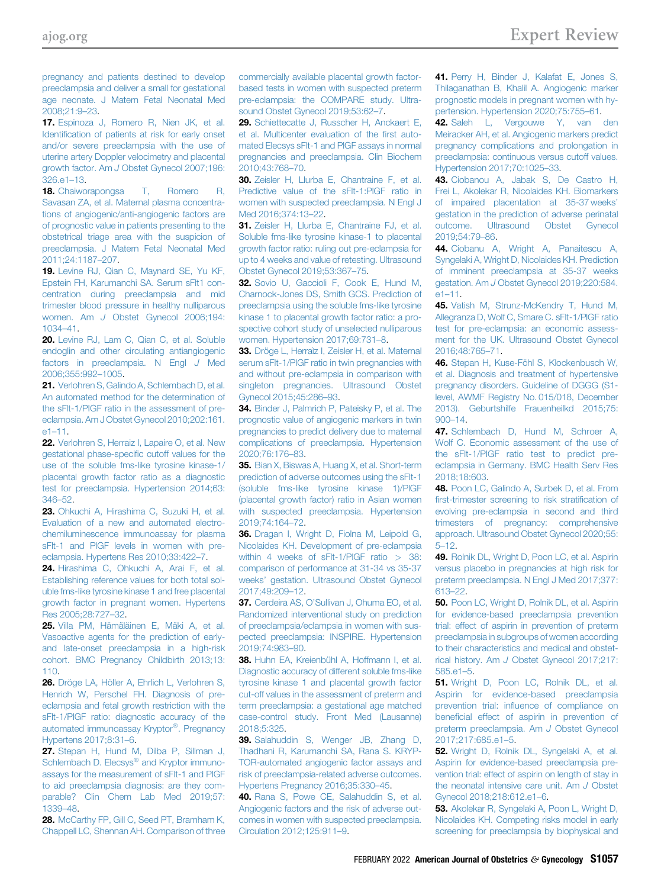pregnancy and patients destined to develop preeclampsia and deliver a small for gestational age neonate. J Matern Fetal Neonatal Med 2008;21:9–23.

**17.** Espinoza J, Romero R, Nien JK, et al. Identification of patients at risk for early onset and/or severe preeclampsia with the use of uterine artery Doppler velocimetry and placental growth factor. Am J Obstet Gynecol 2007;196: 326.e1–13.

**18.** Chaiworapongsa T, Romero R, Savasan ZA, et al. Maternal plasma concentrations of angiogenic/anti-angiogenic factors are of prognostic value in patients presenting to the obstetrical triage area with the suspicion of preeclampsia. J Matern Fetal Neonatal Med 2011;24:1187–207.

**19.** Levine RJ, Qian C, Maynard SE, Yu KF, Epstein FH, Karumanchi SA. Serum sFlt1 concentration during preeclampsia and mid trimester blood pressure in healthy nulliparous women. Am J Obstet Gynecol 2006;194: 1034–41.

**20.** Levine RJ, Lam C, Qian C, et al. Soluble endoglin and other circulating antiangiogenic factors in preeclampsia. N Engl J Med 2006;355:992–1005.

**21.** Verlohren S, Galindo A, Schlembach D, et al. An automated method for the determination of the sFlt-1/PIGF ratio in the assessment of preeclampsia. Am J Obstet Gynecol 2010;202:161. e1–11.

**22.** Verlohren S, Herraiz I, Lapaire O, et al. New gestational phase-specific cutoff values for the use of the soluble fms-like tyrosine kinase-1/ placental growth factor ratio as a diagnostic test for preeclampsia. Hypertension 2014;63: 346–52.

**23.** Ohkuchi A, Hirashima C, Suzuki H, et al. Evaluation of a new and automated electrochemiluminescence immunoassay for plasma sFlt-1 and PlGF levels in women with preeclampsia. Hypertens Res 2010;33:422–7.

**24.** Hirashima C, Ohkuchi A, Arai F, et al. Establishing reference values for both total soluble fms-like tyrosine kinase 1 and free placental growth factor in pregnant women. Hypertens Res 2005;28:727–32.

**25.** Villa PM, Hämäläinen E, Mäki A, et al. Vasoactive agents for the prediction of early- and late-onset preeclampsia in a high-risk cohort. BMC Pregnancy Childbirth 2013;13: 110.

**26.** Dröge LA, Höller A, Ehrlich L, Verlohren S, Henrich W, Perschel FH. Diagnosis of preeclampsia and fetal growth restriction with the sFlt-1/PlGF ratio: diagnostic accuracy of the automated immunoassay Kryptor®. Pregnancy Hypertens 2017;8:31–6.

**27.** Stepan H, Hund M, Dilba P, Sillman J, Schlembach D. Elecsys® and Kryptor immunoassays for the measurement of sFlt-1 and PlGF to aid preeclampsia diagnosis: are they comparable? Clin Chem Lab Med 2019;57: 1339–48.

**28.** McCarthy FP, Gill C, Seed PT, Bramham K, Chappell LC, Shennan AH. Comparison of three commercially available placental growth factor-based tests in women with suspected preterm pre-eclampsia: the COMPARE study. Ultrasound Obstet Gynecol 2019;53:62–7.

**29.** Schiettecatte J, Russcher H, Anckaert E, et al. Multicenter evaluation of the first automated Elecsys sFlt-1 and PlGF assays in normal pregnancies and preeclampsia. Clin Biochem 2010;43:768–70.

**30.** Zeisler H, Llurba E, Chantraine F, et al. Predictive value of the sFlt-1:PlGF ratio in women with suspected preeclampsia. N Engl J Med 2016;374:13–22.

**31.** Zeisler H, Llurba E, Chantraine FJ, et al. Soluble fms-like tyrosine kinase-1 to placental growth factor ratio: ruling out pre-eclampsia for up to 4 weeks and value of retesting. Ultrasound Obstet Gynecol 2019;53:367–75.

**32.** Sovio U, Gaccioli F, Cook E, Hund M, Charnock-Jones DS, Smith GCS. Prediction of preeclampsia using the soluble fms-like tyrosine kinase 1 to placental growth factor ratio: a prospective cohort study of unselected nulliparous women. Hypertension 2017;69:731–8.

**33.** Dröge L, Herraiz I, Zeisler H, et al. Maternal serum sFlt-1/PlGF ratio in twin pregnancies with and without pre-eclampsia in comparison with singleton pregnancies. Ultrasound Obstet Gynecol 2015;45:286–93.

**34.** Binder J, Palmrich P, Pateisky P, et al. The prognostic value of angiogenic markers in twin pregnancies to predict delivery due to maternal complications of preeclampsia. Hypertension 2020;76:176–83.

**35.** Bian X, Biswas A, Huang X, et al. Short-term prediction of adverse outcomes using the sFlt-1 (soluble fms-like tyrosine kinase 1)/PlGF (placental growth factor) ratio in Asian women with suspected preeclampsia. Hypertension 2019;74:164–72.

**36.** Dragan I, Wright D, Fiolna M, Leipold G, Nicolaides KH. Development of pre-eclampsia within 4 weeks of sFlt-1/PlGF ratio > 38: comparison of performance at 31-34 vs 35-37 weeks' gestation. Ultrasound Obstet Gynecol 2017;49:209–12.

**37.** Cerdeira AS, O'Sullivan J, Ohuma EO, et al. Randomized interventional study on prediction of preeclampsia/eclampsia in women with suspected preeclampsia: INSPIRE. Hypertension 2019;74:983–90.

**38.** Huhn EA, Kreienbühl A, Hoffmann I, et al. Diagnostic accuracy of different soluble fms-like tyrosine kinase 1 and placental growth factor cut-off values in the assessment of preterm and term preeclampsia: a gestational age matched case-control study. Front Med (Lausanne) 2018;5:325.

**39.** Salahuddin S, Wenger JB, Zhang D, Thadhani R, Karumanchi SA, Rana S. KRYPTOR-automated angiogenic factor assays and risk of preeclampsia-related adverse outcomes. Hypertens Pregnancy 2016;35:330–45.

**40.** Rana S, Powe CE, Salahuddin S, et al. Angiogenic factors and the risk of adverse outcomes in women with suspected preeclampsia. Circulation 2012;125:911–9.

**41.** Perry H, Binder J, Kalafat E, Jones S, Thilaganathan B, Khalil A. Angiogenic marker prognostic models in pregnant women with hypertension. Hypertension 2020;75:755–61.

**42.** Saleh L, Vergouwe Y, van den Meiracker AH, et al. Angiogenic markers predict pregnancy complications and prolongation in preeclampsia: continuous versus cutoff values. Hypertension 2017;70:1025–33.

**43.** Ciobanou A, Jabak S, De Castro H, Frei L, Akolekar R, Nicolaides KH. Biomarkers of impaired placentation at 35-37 weeks' gestation in the prediction of adverse perinatal outcome. Ultrasound Obstet Gynecol 2019;54:79–86.

**44.** Ciobanu A, Wright A, Panaitescu A, Syngelaki A, Wright D, Nicolaides KH. Prediction of imminent preeclampsia at 35-37 weeks gestation. Am J Obstet Gynecol 2019;220:584. e1–11.

**45.** Vatish M, Strunz-McKendry T, Hund M, Allegranza D, Wolf C, Smare C. sFlt-1/PlGF ratio test for pre-eclampsia: an economic assessment for the UK. Ultrasound Obstet Gynecol 2016;48:765–71.

**46.** Stepan H, Kuse-Föhl S, Klockenbusch W, et al. Diagnosis and treatment of hypertensive pregnancy disorders. Guideline of DGGG (S1-level, AWMF Registry No. 015/018, December 2013). Geburtshilfe Frauenheilkd 2015;75: 900–14.

**47.** Schlembach D, Hund M, Schroer A, Wolf C. Economic assessment of the use of the sFlt-1/PlGF ratio test to predict preeclampsia in Germany. BMC Health Serv Res 2018;18:603.

**48.** Poon LC, Galindo A, Surbek D, et al. From first-trimester screening to risk stratification of evolving pre-eclampsia in second and third trimesters of pregnancy: comprehensive approach. Ultrasound Obstet Gynecol 2020;55: 5–12.

**49.** Rolnik DL, Wright D, Poon LC, et al. Aspirin versus placebo in pregnancies at high risk for preterm preeclampsia. N Engl J Med 2017;377: 613–22.

**50.** Poon LC, Wright D, Rolnik DL, et al. Aspirin for evidence-based preeclampsia prevention trial: effect of aspirin in prevention of preterm preeclampsia in subgroups of women according to their characteristics and medical and obstetrical history. Am J Obstet Gynecol 2017;217: 585.e1–5.

**51.** Wright D, Poon LC, Rolnik DL, et al. Aspirin for evidence-based preeclampsia prevention trial: influence of compliance on beneficial effect of aspirin in prevention of preterm preeclampsia. Am J Obstet Gynecol 2017;217:685.e1–5.

**52.** Wright D, Rolnik DL, Syngelaki A, et al. Aspirin for evidence-based preeclampsia prevention trial: effect of aspirin on length of stay in the neonatal intensive care unit. Am J Obstet Gynecol 2018;218:612.e1–6.

**53.** Akolekar R, Syngelaki A, Poon L, Wright D, Nicolaides KH. Competing risks model in early screening for preeclampsia by biophysical and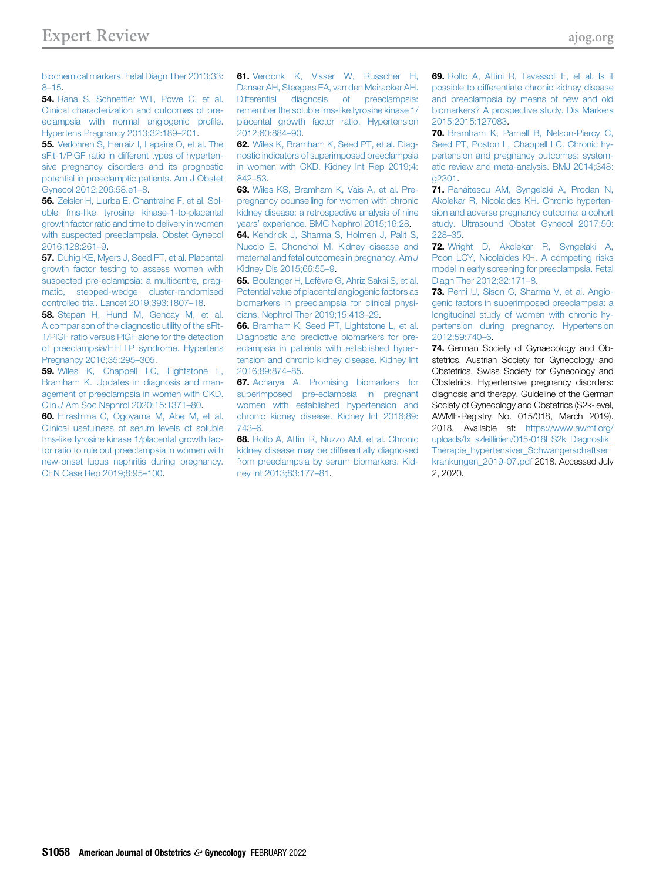biochemical markers. Fetal Diagn Ther 2013;33: 8–15.

**54.** Rana S, Schnettler WT, Powe C, et al. Clinical characterization and outcomes of preeclampsia with normal angiogenic profile. Hypertens Pregnancy 2013;32:189–201.

**55.** Verlohren S, Herraiz I, Lapaire O, et al. The sFlt-1/PlGF ratio in different types of hypertensive pregnancy disorders and its prognostic potential in preeclamptic patients. Am J Obstet Gynecol 2012;206:58.e1–8.

**56.** Zeisler H, Llurba E, Chantraine F, et al. Soluble fms-like tyrosine kinase-1-to-placental growth factor ratio and time to delivery in women with suspected preeclampsia. Obstet Gynecol 2016;128:261–9.

**57.** Duhig KE, Myers J, Seed PT, et al. Placental growth factor testing to assess women with suspected pre-eclampsia: a multicentre, pragmatic, stepped-wedge cluster-randomised controlled trial. Lancet 2019;393:1807–18.

**58.** Stepan H, Hund M, Gencay M, et al. A comparison of the diagnostic utility of the sFlt-1/PlGF ratio versus PlGF alone for the detection of preeclampsia/HELLP syndrome. Hypertens Pregnancy 2016;35:295–305.

**59.** Wiles K, Chappell LC, Lightstone L, Bramham K. Updates in diagnosis and management of preeclampsia in women with CKD. Clin J Am Soc Nephrol 2020;15:1371–80.

**60.** Hirashima C, Ogoyama M, Abe M, et al. Clinical usefulness of serum levels of soluble fms-like tyrosine kinase 1/placental growth factor ratio to rule out preeclampsia in women with new-onset lupus nephritis during pregnancy. CEN Case Rep 2019;8:95–100.

**61.** Verdonk K, Visser W, Russcher H, Danser AH, Steegers EA, van den Meiracker AH. Differential diagnosis of preeclampsia: remember the soluble fms-like tyrosine kinase 1/placental growth factor ratio. Hypertension 2012;60:884–90.

**62.** Wiles K, Bramham K, Seed PT, et al. Diagnostic indicators of superimposed preeclampsia in women with CKD. Kidney Int Rep 2019;4: 842–53.

**63.** Wiles KS, Bramham K, Vais A, et al. Pre-pregnancy counselling for women with chronic kidney disease: a retrospective analysis of nine years' experience. BMC Nephrol 2015;16:28.

**64.** Kendrick J, Sharma S, Holmen J, Palit S, Nuccio E, Chonchol M. Kidney disease and maternal and fetal outcomes in pregnancy. Am J Kidney Dis 2015;66:55–9.

**65.** Boulanger H, Lefèvre G, Ahriz Saksi S, et al. Potential value of placental angiogenic factors as biomarkers in preeclampsia for clinical physicians. Nephrol Ther 2019;15:413–29.

**66.** Bramham K, Seed PT, Lightstone L, et al. Diagnostic and predictive biomarkers for pre-eclampsia in patients with established hypertension and chronic kidney disease. Kidney Int 2016;89:874–85.

**67.** Acharya A. Promising biomarkers for superimposed pre-eclampsia in pregnant women with established hypertension and chronic kidney disease. Kidney Int 2016;89: 743–6.

**68.** Rolfo A, Attini R, Nuzzo AM, et al. Chronic kidney disease may be differentially diagnosed from preeclampsia by serum biomarkers. Kidney Int 2013;83:177–81.

**69.** Rolfo A, Attini R, Tavassoli E, et al. Is it possible to differentiate chronic kidney disease and preeclampsia by means of new and old biomarkers? A prospective study. Dis Markers 2015;2015:127083.

**70.** Bramham K, Parnell B, Nelson-Piercy C, Seed PT, Poston L, Chappell LC. Chronic hypertension and pregnancy outcomes: systematic review and meta-analysis. BMJ 2014;348: g2301.

**71.** Panaitescu AM, Syngelaki A, Prodan N, Akolekar R, Nicolaides KH. Chronic hypertension and adverse pregnancy outcome: a cohort study. Ultrasound Obstet Gynecol 2017;50: 228–35.

**72.** Wright D, Akolekar R, Syngelaki A, Poon LCY, Nicolaides KH. A competing risks model in early screening for preeclampsia. Fetal Diagn Ther 2012;32:171–8.

**73.** Perni U, Sison C, Sharma V, et al. Angiogenic factors in superimposed preeclampsia: a longitudinal study of women with chronic hypertension during pregnancy. Hypertension 2012;59:740–6.

**74.** German Society of Gynaecology and Obstetrics, Austrian Society for Gynecology and Obstetrics, Swiss Society for Gynecology and Obstetrics. Hypertensive pregnancy disorders: diagnosis and therapy. Guideline of the German Society of Gynecology and Obstetrics (S2k-level, AWMF-Registry No. 015/018, March 2019). 2018. Available at: https://www.awmf.org/uploads/tx_szleitlinien/015-018l_S2k_Diagnostik_Therapie_hypertensiver_Schwangerschaftserkrankungen_2019-07.pdf 2018. Accessed July 2, 2020.